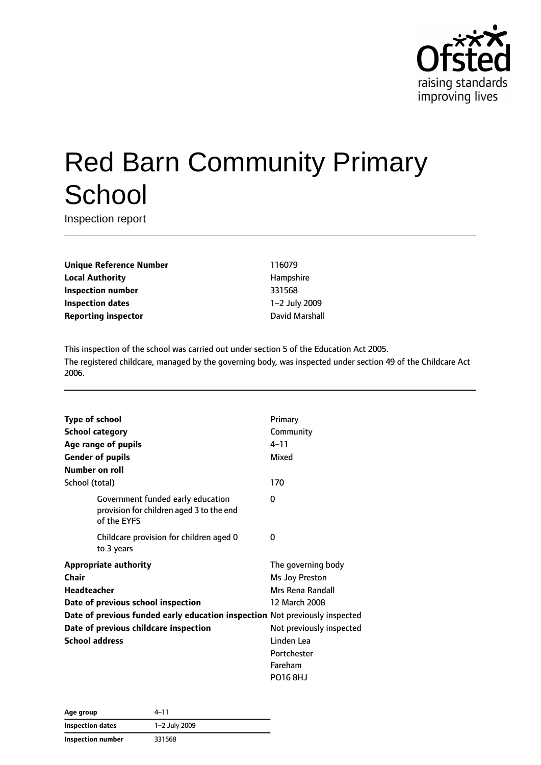Ofsted
raising standards
improving lives

# Red Barn Community Primary School

Inspection report

| | |
|---|---|
| **Unique Reference Number** | 116079 |
| **Local Authority** | Hampshire |
| **Inspection number** | 331568 |
| **Inspection dates** | 1–2 July 2009 |
| **Reporting inspector** | David Marshall |

This inspection of the school was carried out under section 5 of the Education Act 2005.
The registered childcare, managed by the governing body, was inspected under section 49 of the Childcare Act 2006.

| | |
|---|---|
| **Type of school** | Primary |
| **School category** | Community |
| **Age range of pupils** | 4–11 |
| **Gender of pupils** | Mixed |
| **Number on roll** | |
| School (total) | 170 |
| Government funded early education provision for children aged 3 to the end of the EYFS | 0 |
| Childcare provision for children aged 0 to 3 years | 0 |
| **Appropriate authority** | The governing body |
| **Chair** | Ms Joy Preston |
| **Headteacher** | Mrs Rena Randall |
| **Date of previous school inspection** | 12 March 2008 |
| **Date of previous funded early education inspection** | Not previously inspected |
| **Date of previous childcare inspection** | Not previously inspected |
| **School address** | Linden Lea<br>Portchester<br>Fareham<br>PO16 8HJ |

| | |
|---|---|
| **Age group** | 4–11 |
| **Inspection dates** | 1–2 July 2009 |
| **Inspection number** | 331568 |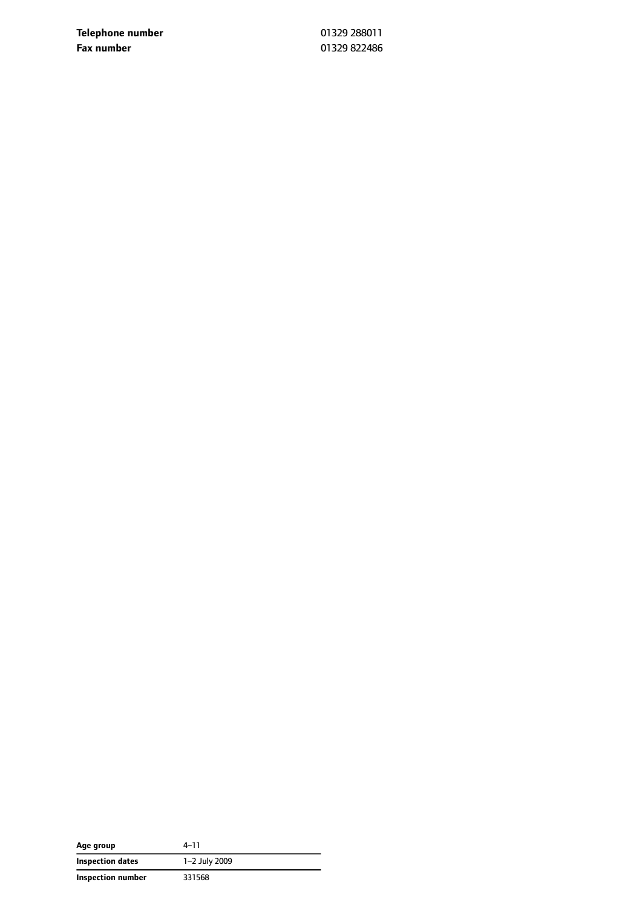| | |
|---|---|
| **Telephone number** | 01329 288011 |
| **Fax number** | 01329 822486 |

| | |
|---|---|
| **Age group** | 4–11 |
| **Inspection dates** | 1–2 July 2009 |
| **Inspection number** | 331568 |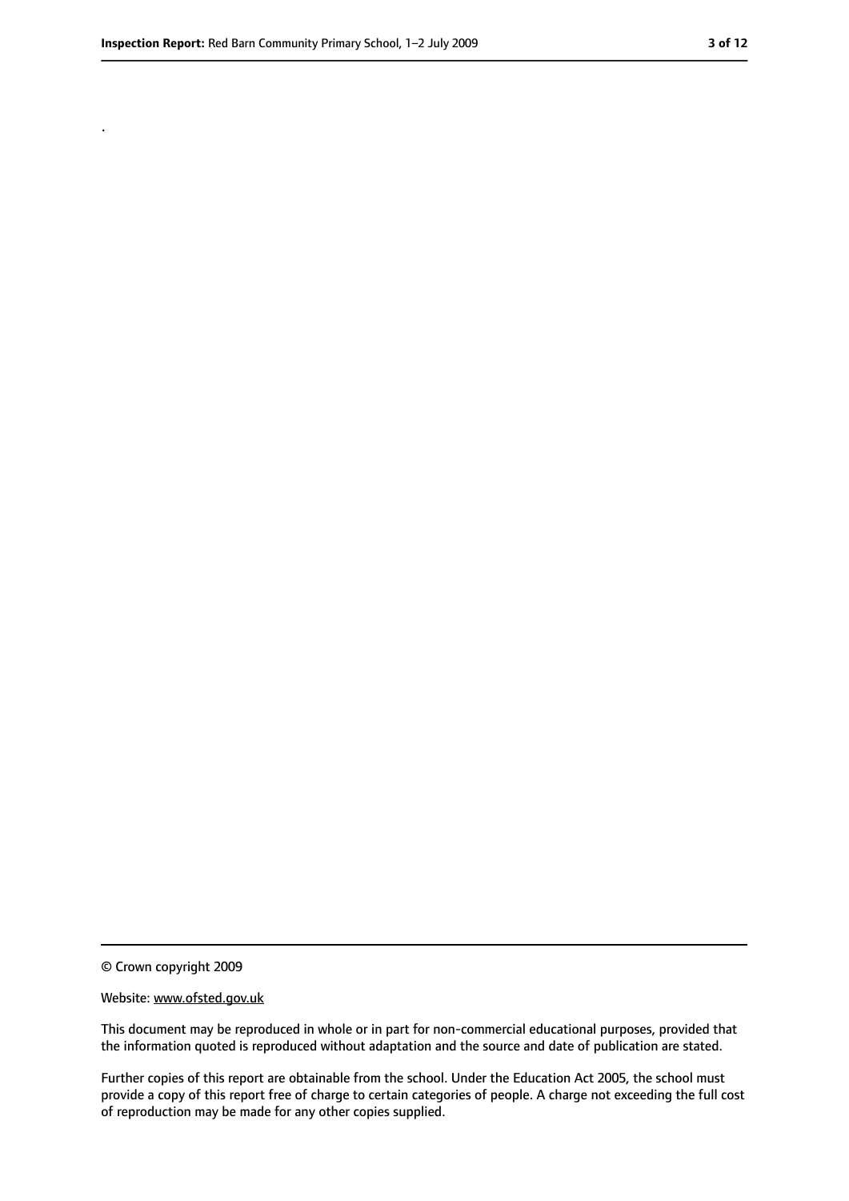.

© Crown copyright 2009

Website: www.ofsted.gov.uk

This document may be reproduced in whole or in part for non-commercial educational purposes, provided that the information quoted is reproduced without adaptation and the source and date of publication are stated.

Further copies of this report are obtainable from the school. Under the Education Act 2005, the school must provide a copy of this report free of charge to certain categories of people. A charge not exceeding the full cost of reproduction may be made for any other copies supplied.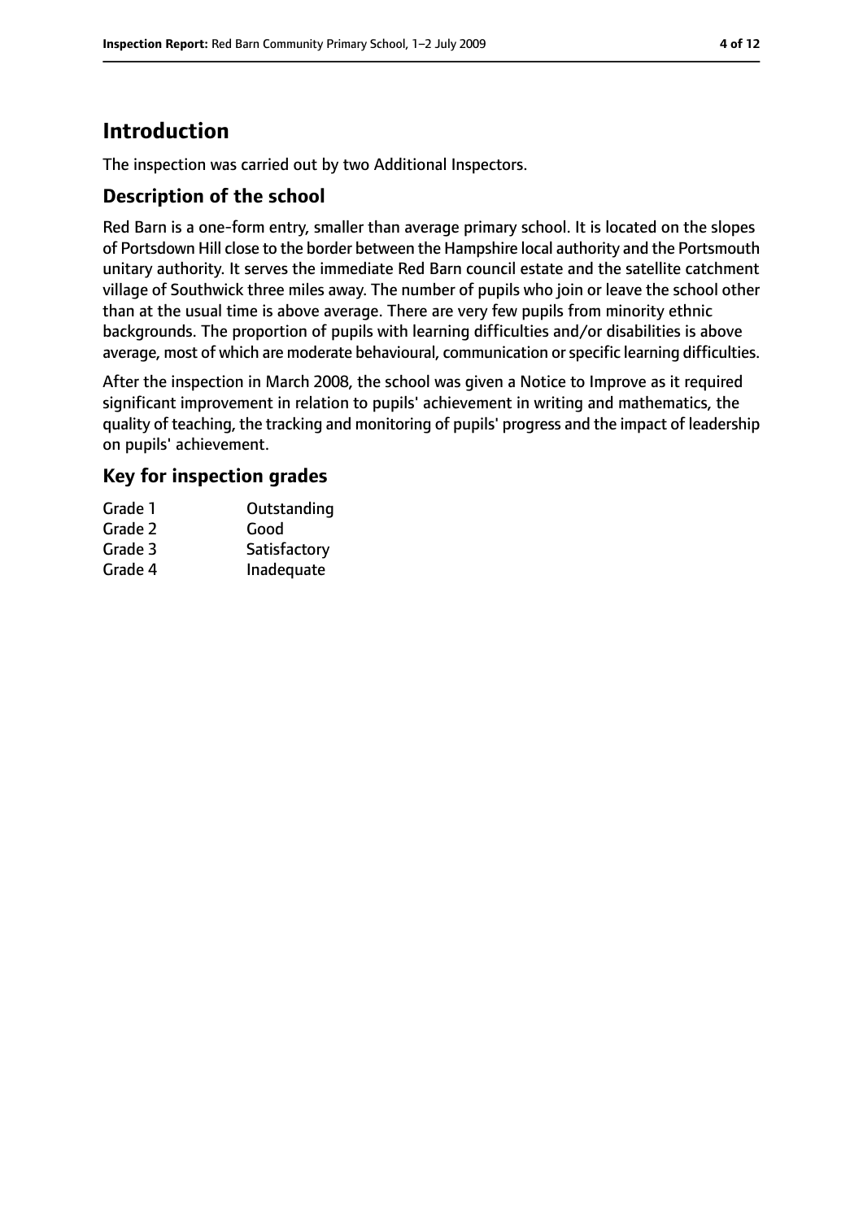# Introduction

The inspection was carried out by two Additional Inspectors.

## Description of the school

Red Barn is a one-form entry, smaller than average primary school. It is located on the slopes of Portsdown Hill close to the border between the Hampshire local authority and the Portsmouth unitary authority. It serves the immediate Red Barn council estate and the satellite catchment village of Southwick three miles away. The number of pupils who join or leave the school other than at the usual time is above average. There are very few pupils from minority ethnic backgrounds. The proportion of pupils with learning difficulties and/or disabilities is above average, most of which are moderate behavioural, communication or specific learning difficulties.

After the inspection in March 2008, the school was given a Notice to Improve as it required significant improvement in relation to pupils' achievement in writing and mathematics, the quality of teaching, the tracking and monitoring of pupils' progress and the impact of leadership on pupils' achievement.

## Key for inspection grades

| | |
|---|---|
| Grade 1 | Outstanding |
| Grade 2 | Good |
| Grade 3 | Satisfactory |
| Grade 4 | Inadequate |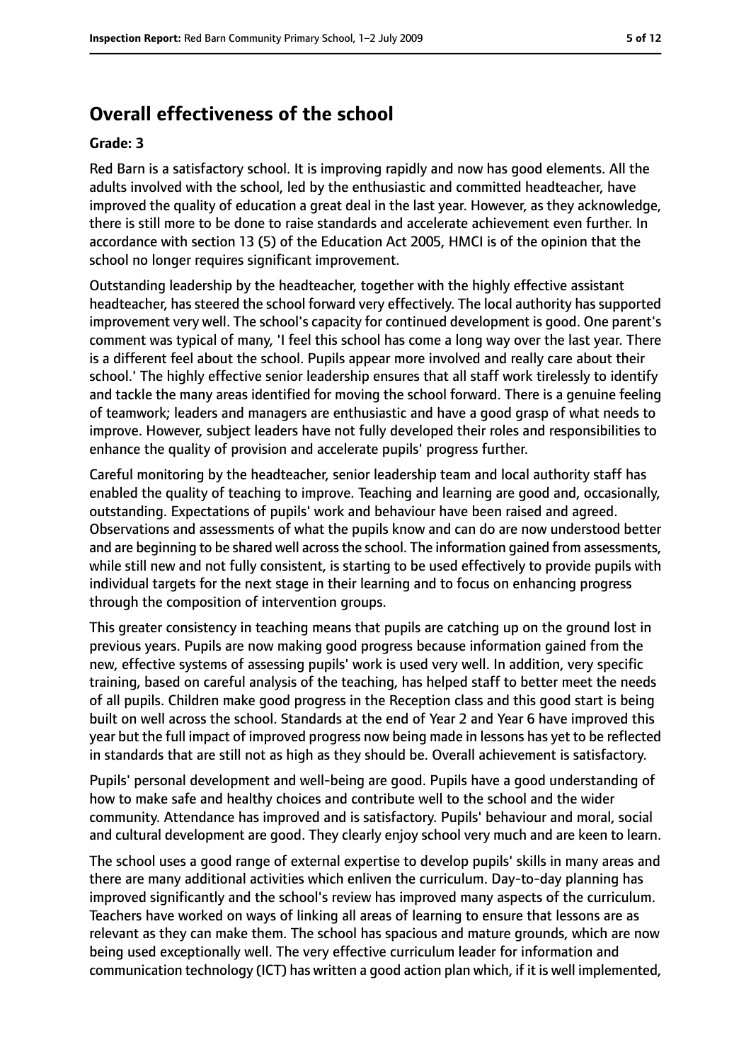# Overall effectiveness of the school

**Grade: 3**

Red Barn is a satisfactory school. It is improving rapidly and now has good elements. All the adults involved with the school, led by the enthusiastic and committed headteacher, have improved the quality of education a great deal in the last year. However, as they acknowledge, there is still more to be done to raise standards and accelerate achievement even further. In accordance with section 13 (5) of the Education Act 2005, HMCI is of the opinion that the school no longer requires significant improvement.

Outstanding leadership by the headteacher, together with the highly effective assistant headteacher, has steered the school forward very effectively. The local authority has supported improvement very well. The school's capacity for continued development is good. One parent's comment was typical of many, 'I feel this school has come a long way over the last year. There is a different feel about the school. Pupils appear more involved and really care about their school.' The highly effective senior leadership ensures that all staff work tirelessly to identify and tackle the many areas identified for moving the school forward. There is a genuine feeling of teamwork; leaders and managers are enthusiastic and have a good grasp of what needs to improve. However, subject leaders have not fully developed their roles and responsibilities to enhance the quality of provision and accelerate pupils' progress further.

Careful monitoring by the headteacher, senior leadership team and local authority staff has enabled the quality of teaching to improve. Teaching and learning are good and, occasionally, outstanding. Expectations of pupils' work and behaviour have been raised and agreed. Observations and assessments of what the pupils know and can do are now understood better and are beginning to be shared well across the school. The information gained from assessments, while still new and not fully consistent, is starting to be used effectively to provide pupils with individual targets for the next stage in their learning and to focus on enhancing progress through the composition of intervention groups.

This greater consistency in teaching means that pupils are catching up on the ground lost in previous years. Pupils are now making good progress because information gained from the new, effective systems of assessing pupils' work is used very well. In addition, very specific training, based on careful analysis of the teaching, has helped staff to better meet the needs of all pupils. Children make good progress in the Reception class and this good start is being built on well across the school. Standards at the end of Year 2 and Year 6 have improved this year but the full impact of improved progress now being made in lessons has yet to be reflected in standards that are still not as high as they should be. Overall achievement is satisfactory.

Pupils' personal development and well-being are good. Pupils have a good understanding of how to make safe and healthy choices and contribute well to the school and the wider community. Attendance has improved and is satisfactory. Pupils' behaviour and moral, social and cultural development are good. They clearly enjoy school very much and are keen to learn.

The school uses a good range of external expertise to develop pupils' skills in many areas and there are many additional activities which enliven the curriculum. Day-to-day planning has improved significantly and the school's review has improved many aspects of the curriculum. Teachers have worked on ways of linking all areas of learning to ensure that lessons are as relevant as they can make them. The school has spacious and mature grounds, which are now being used exceptionally well. The very effective curriculum leader for information and communication technology (ICT) has written a good action plan which, if it is well implemented,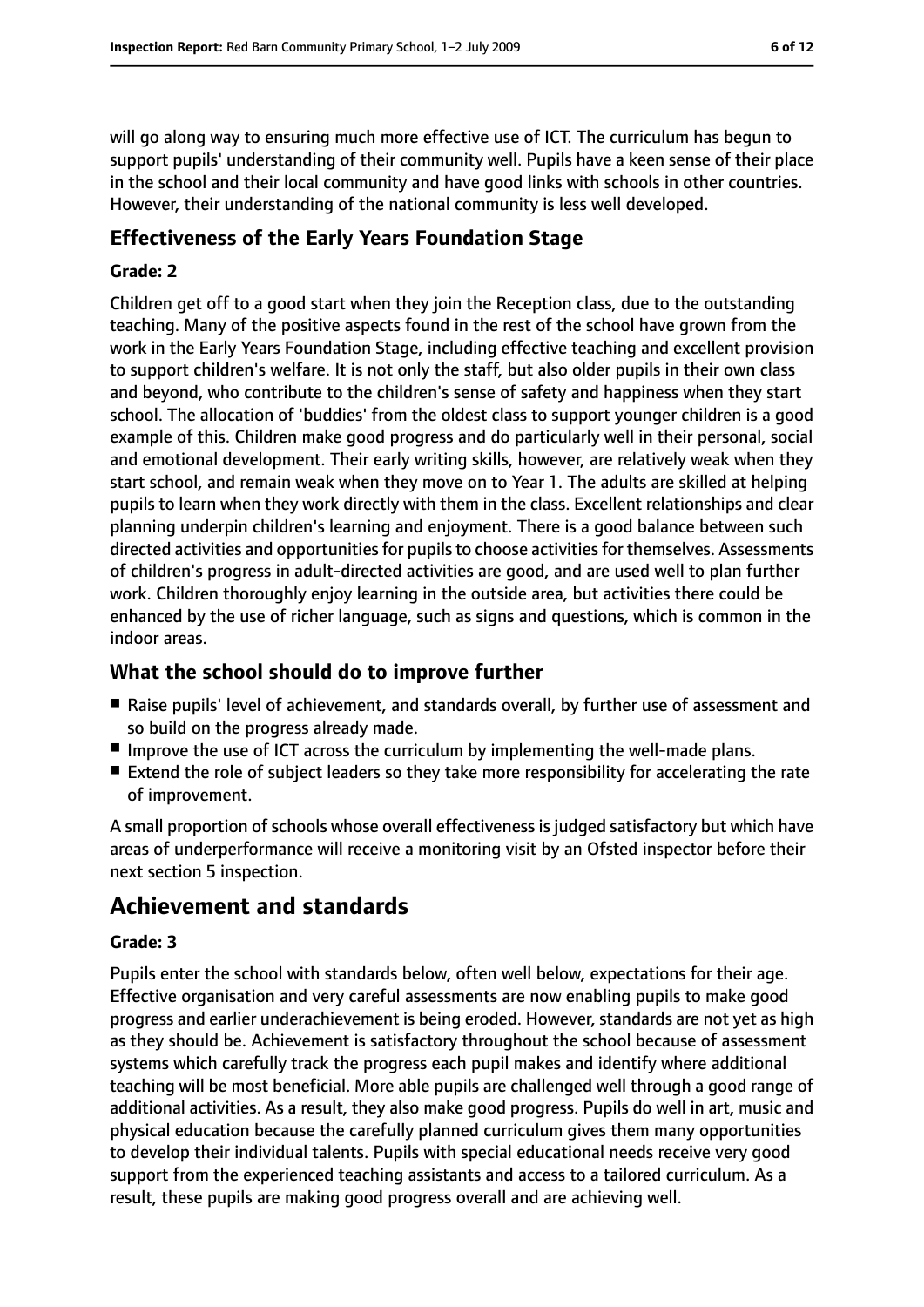will go along way to ensuring much more effective use of ICT. The curriculum has begun to support pupils' understanding of their community well. Pupils have a keen sense of their place in the school and their local community and have good links with schools in other countries. However, their understanding of the national community is less well developed.

### Effectiveness of the Early Years Foundation Stage

#### Grade: 2

Children get off to a good start when they join the Reception class, due to the outstanding teaching. Many of the positive aspects found in the rest of the school have grown from the work in the Early Years Foundation Stage, including effective teaching and excellent provision to support children's welfare. It is not only the staff, but also older pupils in their own class and beyond, who contribute to the children's sense of safety and happiness when they start school. The allocation of 'buddies' from the oldest class to support younger children is a good example of this. Children make good progress and do particularly well in their personal, social and emotional development. Their early writing skills, however, are relatively weak when they start school, and remain weak when they move on to Year 1. The adults are skilled at helping pupils to learn when they work directly with them in the class. Excellent relationships and clear planning underpin children's learning and enjoyment. There is a good balance between such directed activities and opportunities for pupils to choose activities for themselves. Assessments of children's progress in adult-directed activities are good, and are used well to plan further work. Children thoroughly enjoy learning in the outside area, but activities there could be enhanced by the use of richer language, such as signs and questions, which is common in the indoor areas.

### What the school should do to improve further

- Raise pupils' level of achievement, and standards overall, by further use of assessment and so build on the progress already made.
- Improve the use of ICT across the curriculum by implementing the well-made plans.
- Extend the role of subject leaders so they take more responsibility for accelerating the rate of improvement.

A small proportion of schools whose overall effectiveness is judged satisfactory but which have areas of underperformance will receive a monitoring visit by an Ofsted inspector before their next section 5 inspection.

## Achievement and standards

#### Grade: 3

Pupils enter the school with standards below, often well below, expectations for their age. Effective organisation and very careful assessments are now enabling pupils to make good progress and earlier underachievement is being eroded. However, standards are not yet as high as they should be. Achievement is satisfactory throughout the school because of assessment systems which carefully track the progress each pupil makes and identify where additional teaching will be most beneficial. More able pupils are challenged well through a good range of additional activities. As a result, they also make good progress. Pupils do well in art, music and physical education because the carefully planned curriculum gives them many opportunities to develop their individual talents. Pupils with special educational needs receive very good support from the experienced teaching assistants and access to a tailored curriculum. As a result, these pupils are making good progress overall and are achieving well.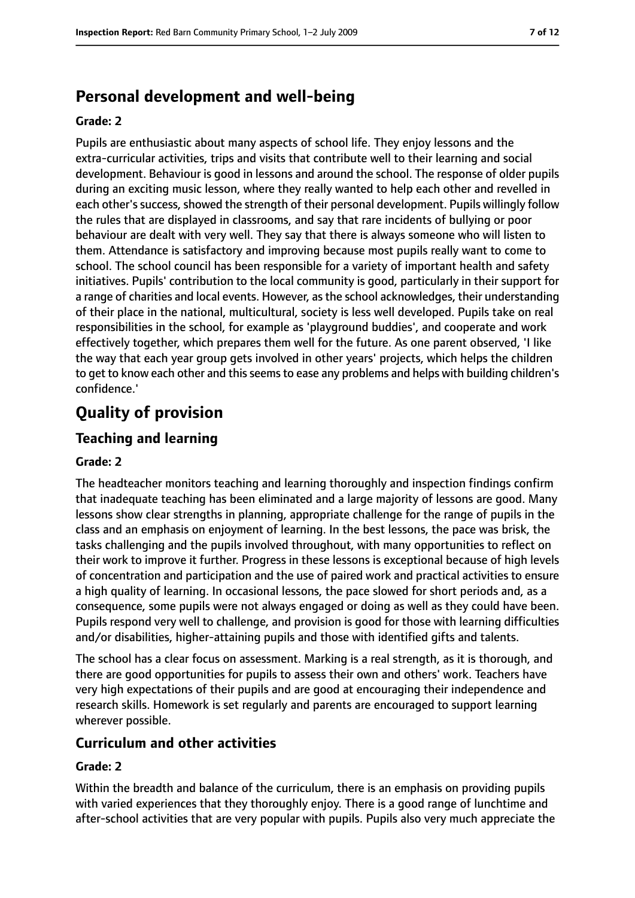## Personal development and well-being

**Grade: 2**

Pupils are enthusiastic about many aspects of school life. They enjoy lessons and the extra-curricular activities, trips and visits that contribute well to their learning and social development. Behaviour is good in lessons and around the school. The response of older pupils during an exciting music lesson, where they really wanted to help each other and revelled in each other's success, showed the strength of their personal development. Pupils willingly follow the rules that are displayed in classrooms, and say that rare incidents of bullying or poor behaviour are dealt with very well. They say that there is always someone who will listen to them. Attendance is satisfactory and improving because most pupils really want to come to school. The school council has been responsible for a variety of important health and safety initiatives. Pupils' contribution to the local community is good, particularly in their support for a range of charities and local events. However, as the school acknowledges, their understanding of their place in the national, multicultural, society is less well developed. Pupils take on real responsibilities in the school, for example as 'playground buddies', and cooperate and work effectively together, which prepares them well for the future. As one parent observed, 'I like the way that each year group gets involved in other years' projects, which helps the children to get to know each other and this seems to ease any problems and helps with building children's confidence.'

# Quality of provision

## Teaching and learning

**Grade: 2**

The headteacher monitors teaching and learning thoroughly and inspection findings confirm that inadequate teaching has been eliminated and a large majority of lessons are good. Many lessons show clear strengths in planning, appropriate challenge for the range of pupils in the class and an emphasis on enjoyment of learning. In the best lessons, the pace was brisk, the tasks challenging and the pupils involved throughout, with many opportunities to reflect on their work to improve it further. Progress in these lessons is exceptional because of high levels of concentration and participation and the use of paired work and practical activities to ensure a high quality of learning. In occasional lessons, the pace slowed for short periods and, as a consequence, some pupils were not always engaged or doing as well as they could have been. Pupils respond very well to challenge, and provision is good for those with learning difficulties and/or disabilities, higher-attaining pupils and those with identified gifts and talents.

The school has a clear focus on assessment. Marking is a real strength, as it is thorough, and there are good opportunities for pupils to assess their own and others' work. Teachers have very high expectations of their pupils and are good at encouraging their independence and research skills. Homework is set regularly and parents are encouraged to support learning wherever possible.

## Curriculum and other activities

**Grade: 2**

Within the breadth and balance of the curriculum, there is an emphasis on providing pupils with varied experiences that they thoroughly enjoy. There is a good range of lunchtime and after-school activities that are very popular with pupils. Pupils also very much appreciate the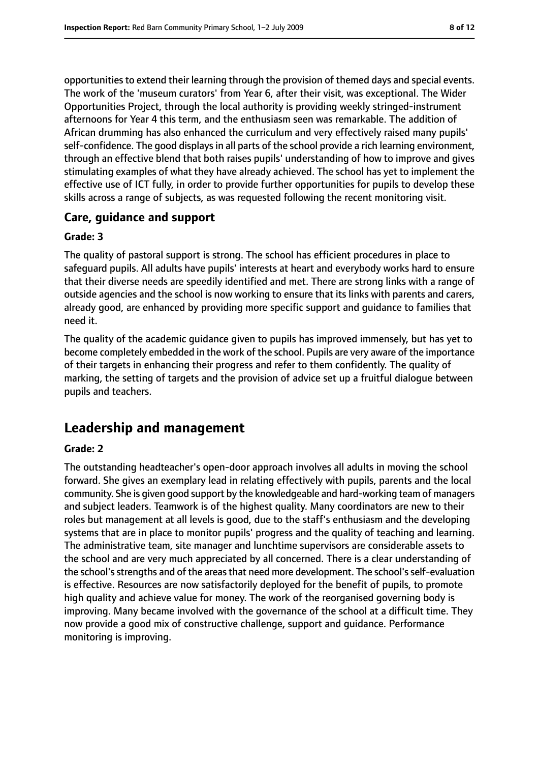opportunities to extend their learning through the provision of themed days and special events. The work of the 'museum curators' from Year 6, after their visit, was exceptional. The Wider Opportunities Project, through the local authority is providing weekly stringed-instrument afternoons for Year 4 this term, and the enthusiasm seen was remarkable. The addition of African drumming has also enhanced the curriculum and very effectively raised many pupils' self-confidence. The good displays in all parts of the school provide a rich learning environment, through an effective blend that both raises pupils' understanding of how to improve and gives stimulating examples of what they have already achieved. The school has yet to implement the effective use of ICT fully, in order to provide further opportunities for pupils to develop these skills across a range of subjects, as was requested following the recent monitoring visit.

### Care, guidance and support

#### Grade: 3

The quality of pastoral support is strong. The school has efficient procedures in place to safeguard pupils. All adults have pupils' interests at heart and everybody works hard to ensure that their diverse needs are speedily identified and met. There are strong links with a range of outside agencies and the school is now working to ensure that its links with parents and carers, already good, are enhanced by providing more specific support and guidance to families that need it.

The quality of the academic guidance given to pupils has improved immensely, but has yet to become completely embedded in the work of the school. Pupils are very aware of the importance of their targets in enhancing their progress and refer to them confidently. The quality of marking, the setting of targets and the provision of advice set up a fruitful dialogue between pupils and teachers.

## Leadership and management

#### Grade: 2

The outstanding headteacher's open-door approach involves all adults in moving the school forward. She gives an exemplary lead in relating effectively with pupils, parents and the local community. She is given good support by the knowledgeable and hard-working team of managers and subject leaders. Teamwork is of the highest quality. Many coordinators are new to their roles but management at all levels is good, due to the staff's enthusiasm and the developing systems that are in place to monitor pupils' progress and the quality of teaching and learning. The administrative team, site manager and lunchtime supervisors are considerable assets to the school and are very much appreciated by all concerned. There is a clear understanding of the school's strengths and of the areas that need more development. The school's self-evaluation is effective. Resources are now satisfactorily deployed for the benefit of pupils, to promote high quality and achieve value for money. The work of the reorganised governing body is improving. Many became involved with the governance of the school at a difficult time. They now provide a good mix of constructive challenge, support and guidance. Performance monitoring is improving.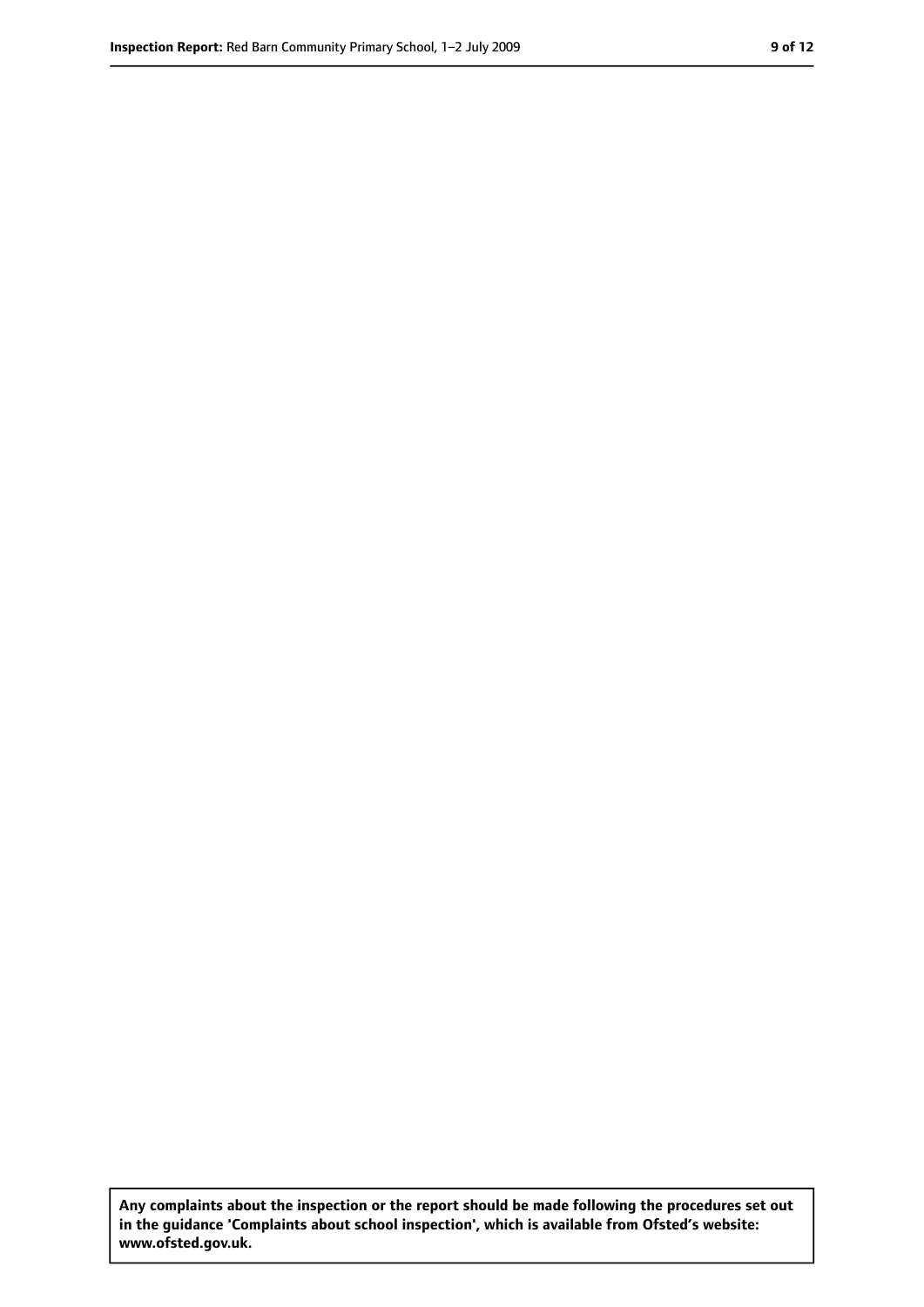**Any complaints about the inspection or the report should be made following the procedures set out in the guidance 'Complaints about school inspection', which is available from Ofsted's website: www.ofsted.gov.uk.**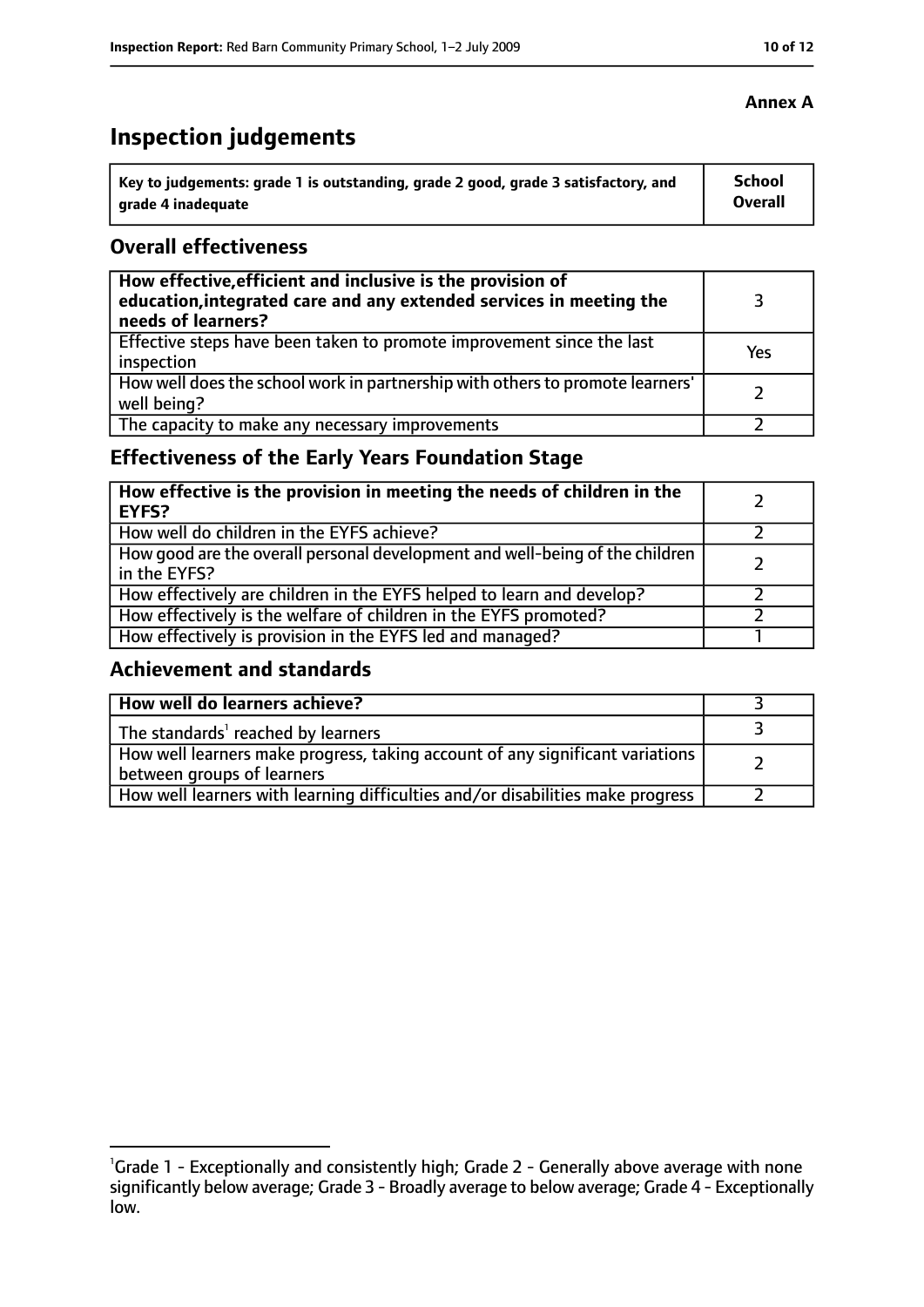**Annex A**

# Inspection judgements

| Key to judgements: grade 1 is outstanding, grade 2 good, grade 3 satisfactory, and grade 4 inadequate | School Overall |
| --- | --- |

## Overall effectiveness

| | |
| --- | --- |
| **How effective, efficient and inclusive is the provision of education, integrated care and any extended services in meeting the needs of learners?** | 3 |
| Effective steps have been taken to promote improvement since the last inspection | Yes |
| How well does the school work in partnership with others to promote learners' well being? | 2 |
| The capacity to make any necessary improvements | 2 |

## Effectiveness of the Early Years Foundation Stage

| | |
| --- | --- |
| **How effective is the provision in meeting the needs of children in the EYFS?** | 2 |
| How well do children in the EYFS achieve? | 2 |
| How good are the overall personal development and well-being of the children in the EYFS? | 2 |
| How effectively are children in the EYFS helped to learn and develop? | 2 |
| How effectively is the welfare of children in the EYFS promoted? | 2 |
| How effectively is provision in the EYFS led and managed? | 1 |

## Achievement and standards

| | |
| --- | --- |
| **How well do learners achieve?** | 3 |
| The standards[1] reached by learners | 3 |
| How well learners make progress, taking account of any significant variations between groups of learners | 2 |
| How well learners with learning difficulties and/or disabilities make progress | 2 |

[1]Grade 1 - Exceptionally and consistently high; Grade 2 - Generally above average with none significantly below average; Grade 3 - Broadly average to below average; Grade 4 - Exceptionally low.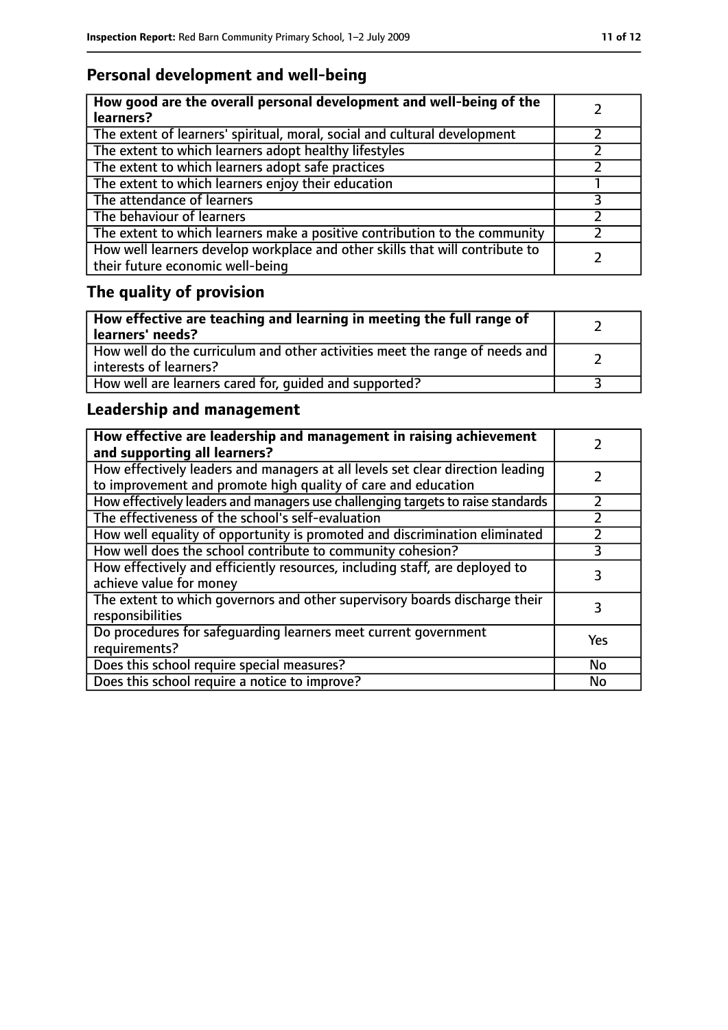## Personal development and well-being

| How good are the overall personal development and well-being of the learners? | 2 |
|---|---|
| The extent of learners' spiritual, moral, social and cultural development | 2 |
| The extent to which learners adopt healthy lifestyles | 2 |
| The extent to which learners adopt safe practices | 2 |
| The extent to which learners enjoy their education | 1 |
| The attendance of learners | 3 |
| The behaviour of learners | 2 |
| The extent to which learners make a positive contribution to the community | 2 |
| How well learners develop workplace and other skills that will contribute to their future economic well-being | 2 |

## The quality of provision

| How effective are teaching and learning in meeting the full range of learners' needs? | 2 |
|---|---|
| How well do the curriculum and other activities meet the range of needs and interests of learners? | 2 |
| How well are learners cared for, guided and supported? | 3 |

## Leadership and management

| How effective are leadership and management in raising achievement and supporting all learners? | 2 |
|---|---|
| How effectively leaders and managers at all levels set clear direction leading to improvement and promote high quality of care and education | 2 |
| How effectively leaders and managers use challenging targets to raise standards | 2 |
| The effectiveness of the school's self-evaluation | 2 |
| How well equality of opportunity is promoted and discrimination eliminated | 2 |
| How well does the school contribute to community cohesion? | 3 |
| How effectively and efficiently resources, including staff, are deployed to achieve value for money | 3 |
| The extent to which governors and other supervisory boards discharge their responsibilities | 3 |
| Do procedures for safeguarding learners meet current government requirements? | Yes |
| Does this school require special measures? | No |
| Does this school require a notice to improve? | No |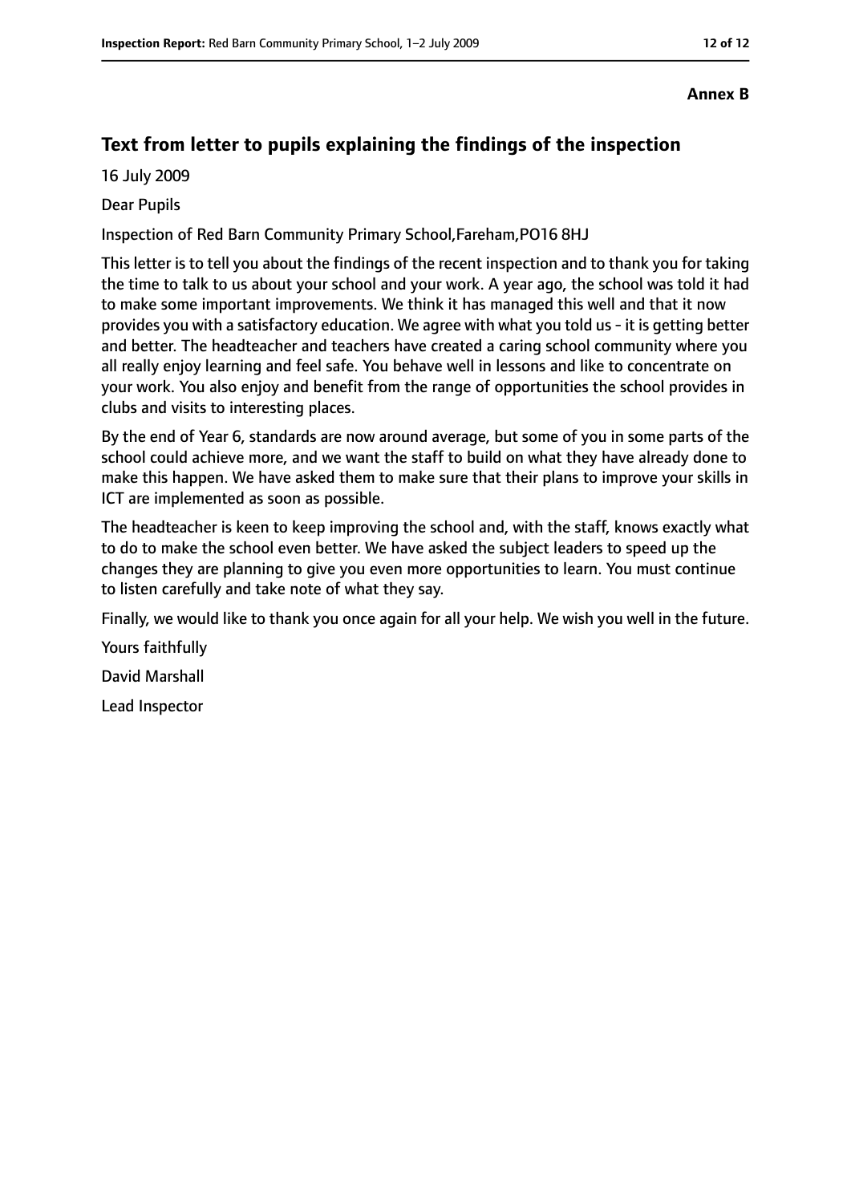**Annex B**

## Text from letter to pupils explaining the findings of the inspection

16 July 2009

Dear Pupils

Inspection of Red Barn Community Primary School,Fareham,PO16 8HJ

This letter is to tell you about the findings of the recent inspection and to thank you for taking the time to talk to us about your school and your work. A year ago, the school was told it had to make some important improvements. We think it has managed this well and that it now provides you with a satisfactory education. We agree with what you told us - it is getting better and better. The headteacher and teachers have created a caring school community where you all really enjoy learning and feel safe. You behave well in lessons and like to concentrate on your work. You also enjoy and benefit from the range of opportunities the school provides in clubs and visits to interesting places.

By the end of Year 6, standards are now around average, but some of you in some parts of the school could achieve more, and we want the staff to build on what they have already done to make this happen. We have asked them to make sure that their plans to improve your skills in ICT are implemented as soon as possible.

The headteacher is keen to keep improving the school and, with the staff, knows exactly what to do to make the school even better. We have asked the subject leaders to speed up the changes they are planning to give you even more opportunities to learn. You must continue to listen carefully and take note of what they say.

Finally, we would like to thank you once again for all your help. We wish you well in the future.

Yours faithfully

David Marshall

Lead Inspector